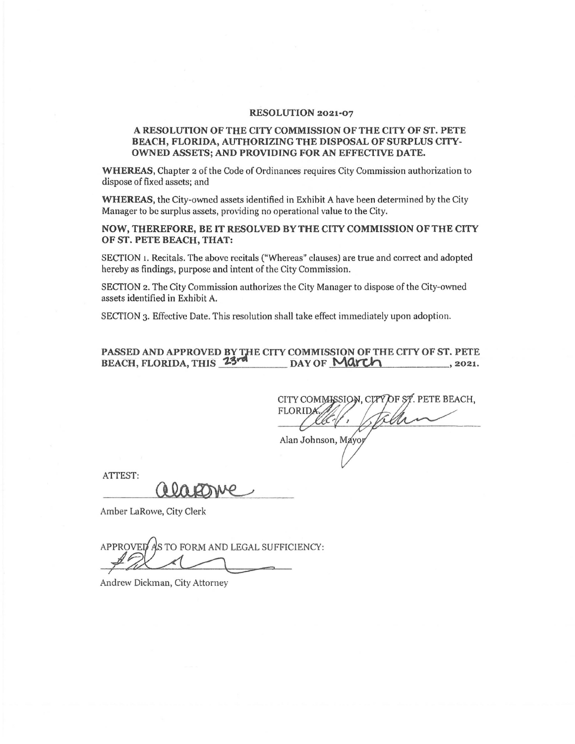# RESOLUTION 2021-07

## A RESOLUTION OF THE CITY COMMISSION OF THE CITY OF ST. PETE BEACH, FLORIDA, AUTHORIZING THE DISPOSAL OF SURPLUS CITY-OWNED ASSETS; AND PROVIDING FOR AN EFFECTIVE DATE.

**WHEREAS,** Chapter 2 of the Code of Ordinances requires City Commission authorization to dispose of fixed assets; and

**WHEREAS,** the City-owned assets identified in Exhibit A have been determined by the City Manager to be surplus assets, providing no operational value to the City.

**NOW, THEREFORE, BE IT RESOLVED BY THE CITY COMMISSION OF THE CITY OF ST. PETE BEACH, THAT:**

SECTION 1. Recitals. The above recitals ("Whereas" clauses) are true and correct and adopted hereby as findings, purpose and intent of the City Commission.

SECTION 2. The City Commission authorizes the City Manager to dispose of the City-owned assets identified in Exhibit A.

SECTION 3. Effective Date. This resolution shall take effect immediately upon adoption.

**PASSED AND APPROVED BY THE CITY COMMISSION OF THE CITY OF ST. PETE BEACH, FLORIDA, THIS 23rd DAY OF March, 2021.**

CITY COMMISSION, CITY OF ST. PETE BEACH, FLORIDA

Alan Johnson, Mayor

ATTEST:

Amber LaRowe, City Clerk

APPROVED AS TO FORM AND LEGAL SUFFICIENCY:

Andrew Dickman, City Attorney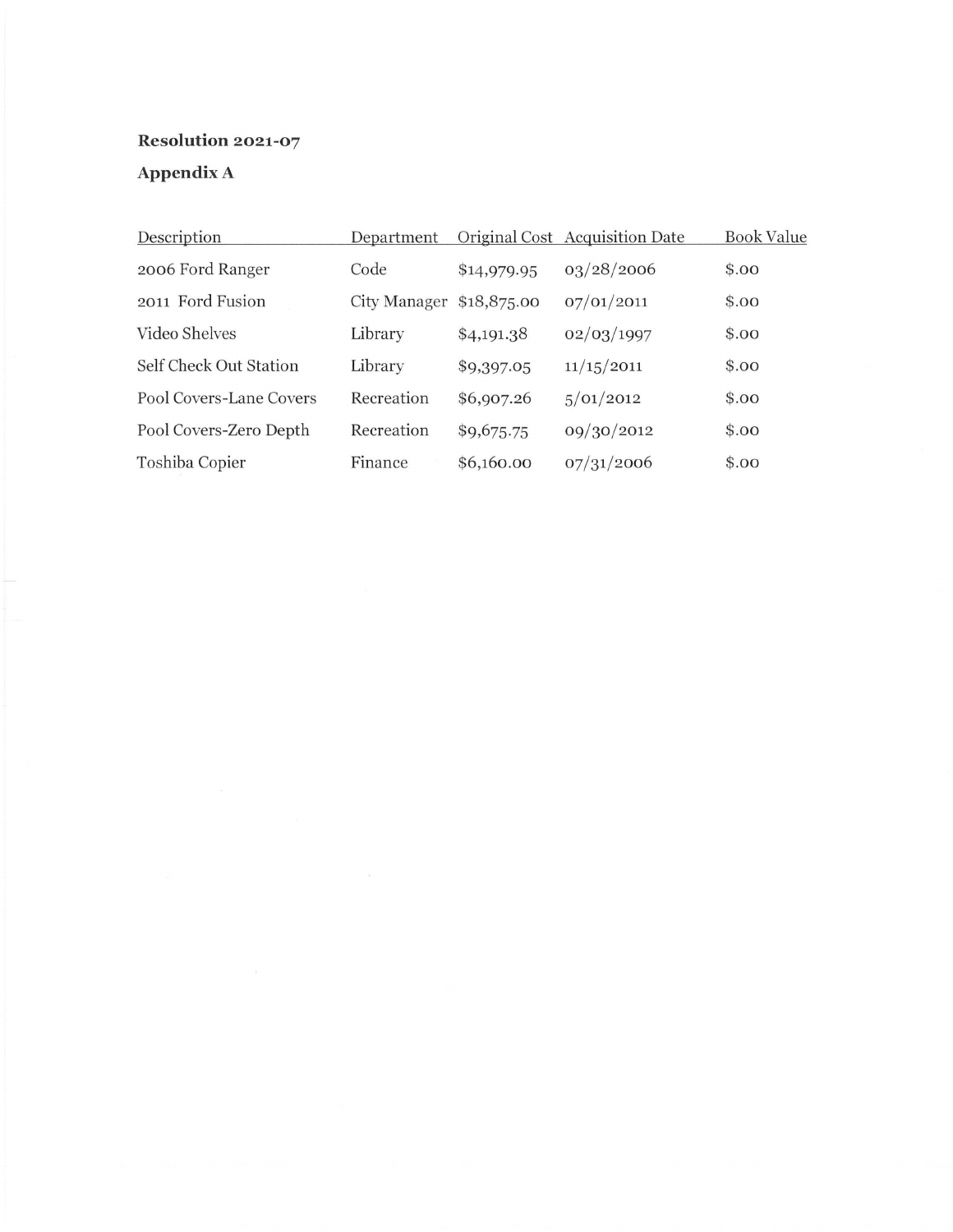**Resolution 2021-07**

**Appendix A**

| Description | Department | Original Cost | Acquisition Date | Book Value |
|---|---|---|---|---|
| 2006 Ford Ranger | Code | $14,979.95 | 03/28/2006 | $.00 |
| 2011 Ford Fusion | City Manager | $18,875.00 | 07/01/2011 | $.00 |
| Video Shelves | Library | $4,191.38 | 02/03/1997 | $.00 |
| Self Check Out Station | Library | $9,397.05 | 11/15/2011 | $.00 |
| Pool Covers-Lane Covers | Recreation | $6,907.26 | 5/01/2012 | $.00 |
| Pool Covers-Zero Depth | Recreation | $9,675.75 | 09/30/2012 | $.00 |
| Toshiba Copier | Finance | $6,160.00 | 07/31/2006 | $.00 |